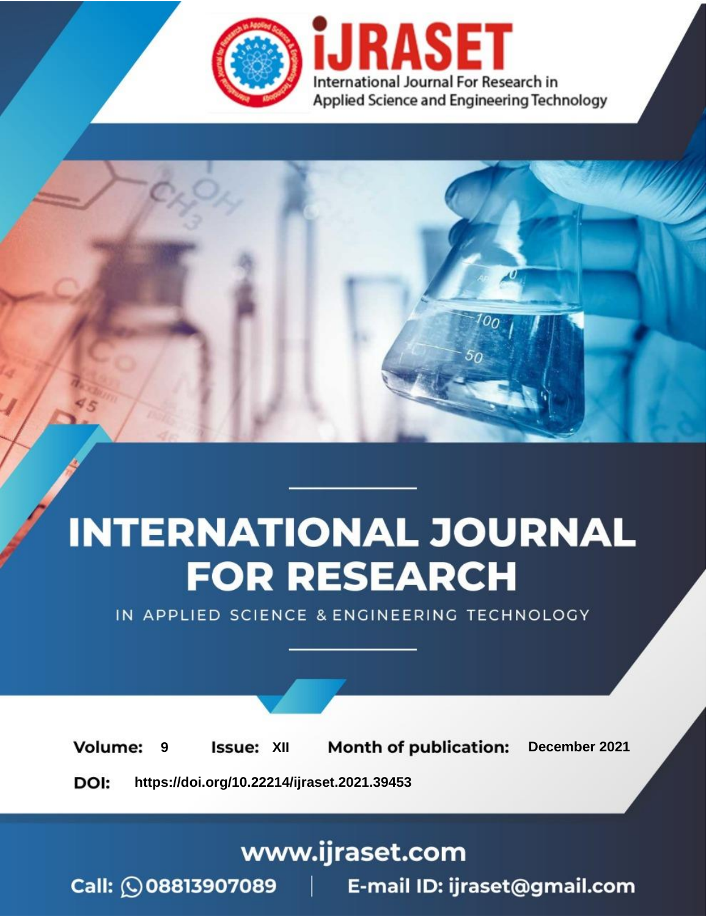iJRASET

International Journal For Research in Applied Science and Engineering Technology

# INTERNATIONAL JOURNAL FOR RESEARCH

IN APPLIED SCIENCE & ENGINEERING TECHNOLOGY

**Volume:** 9 **Issue:** XII **Month of publication:** December 2021

**DOI:** https://doi.org/10.22214/ijraset.2021.39453

www.ijraset.com

Call: 08813907089 | E-mail ID: ijraset@gmail.com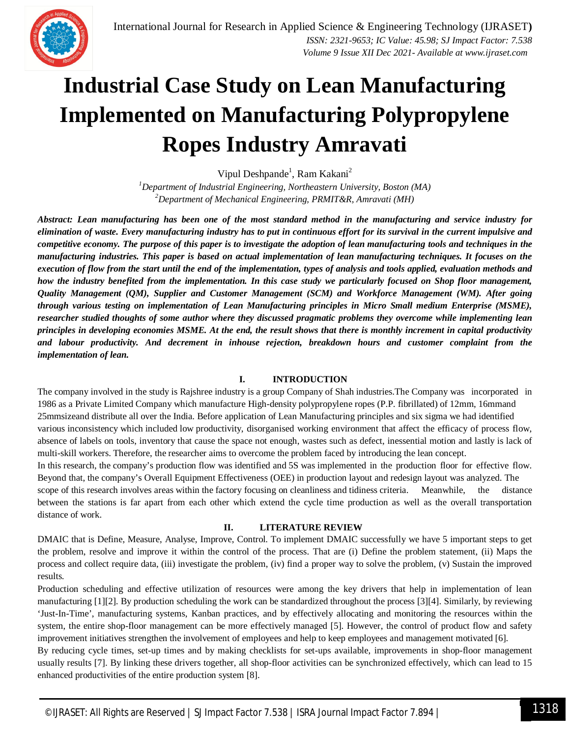# Industrial Case Study on Lean Manufacturing Implemented on Manufacturing Polypropylene Ropes Industry Amravati

Vipul Deshpande[1], Ram Kakani[2]

[1]*Department of Industrial Engineering, Northeastern University, Boston (MA)*
[2]*Department of Mechanical Engineering, PRMIT&R, Amravati (MH)*

***Abstract: Lean manufacturing has been one of the most standard method in the manufacturing and service industry for elimination of waste. Every manufacturing industry has to put in continuous effort for its survival in the current impulsive and competitive economy. The purpose of this paper is to investigate the adoption of lean manufacturing tools and techniques in the manufacturing industries. This paper is based on actual implementation of lean manufacturing techniques. It focuses on the execution of flow from the start until the end of the implementation, types of analysis and tools applied, evaluation methods and how the industry benefited from the implementation. In this case study we particularly focused on Shop floor management, Quality Management (QM), Supplier and Customer Management (SCM) and Workforce Management (WM). After going through various testing on implementation of Lean Manufacturing principles in Micro Small medium Enterprise (MSME), researcher studied thoughts of some author where they discussed pragmatic problems they overcome while implementing lean principles in developing economies MSME. At the end, the result shows that there is monthly increment in capital productivity and labour productivity. And decrement in inhouse rejection, breakdown hours and customer complaint from the implementation of lean.***

## I. INTRODUCTION

The company involved in the study is Rajshree industry is a group Company of Shah industries.The Company was incorporated in 1986 as a Private Limited Company which manufacture High-density polypropylene ropes (P.P. fibrillated) of 12mm, 16mmand 25mmsizeand distribute all over the India. Before application of Lean Manufacturing principles and six sigma we had identified various inconsistency which included low productivity, disorganised working environment that affect the efficacy of process flow, absence of labels on tools, inventory that cause the space not enough, wastes such as defect, inessential motion and lastly is lack of multi-skill workers. Therefore, the researcher aims to overcome the problem faced by introducing the lean concept.

In this research, the company's production flow was identified and 5S was implemented in the production floor for effective flow. Beyond that, the company's Overall Equipment Effectiveness (OEE) in production layout and redesign layout was analyzed. The scope of this research involves areas within the factory focusing on cleanliness and tidiness criteria. Meanwhile, the distance between the stations is far apart from each other which extend the cycle time production as well as the overall transportation distance of work.

## II. LITERATURE REVIEW

DMAIC that is Define, Measure, Analyse, Improve, Control. To implement DMAIC successfully we have 5 important steps to get the problem, resolve and improve it within the control of the process. That are (i) Define the problem statement, (ii) Maps the process and collect require data, (iii) investigate the problem, (iv) find a proper way to solve the problem, (v) Sustain the improved results.

Production scheduling and effective utilization of resources were among the key drivers that help in implementation of lean manufacturing [1][2]. By production scheduling the work can be standardized throughout the process [3][4]. Similarly, by reviewing 'Just-In-Time', manufacturing systems, Kanban practices, and by effectively allocating and monitoring the resources within the system, the entire shop-floor management can be more effectively managed [5]. However, the control of product flow and safety improvement initiatives strengthen the involvement of employees and help to keep employees and management motivated [6].

By reducing cycle times, set-up times and by making checklists for set-ups available, improvements in shop-floor management usually results [7]. By linking these drivers together, all shop-floor activities can be synchronized effectively, which can lead to 15 enhanced productivities of the entire production system [8].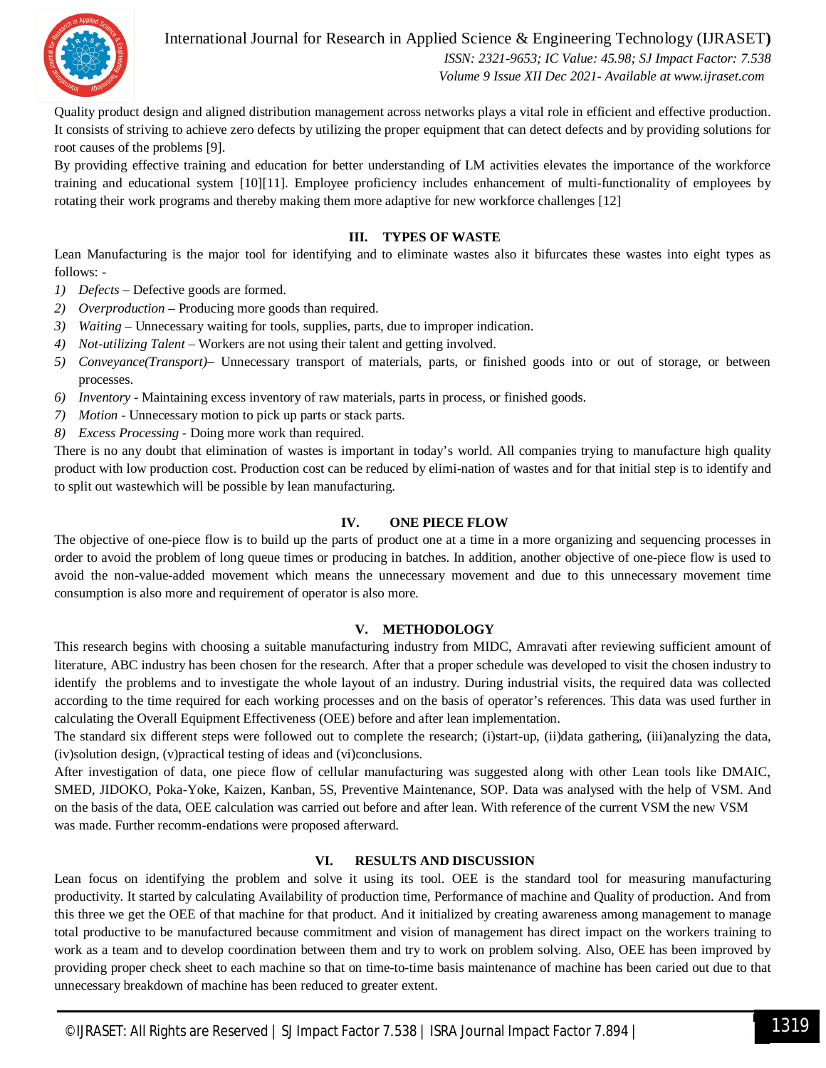Quality product design and aligned distribution management across networks plays a vital role in efficient and effective production. It consists of striving to achieve zero defects by utilizing the proper equipment that can detect defects and by providing solutions for root causes of the problems [9].

By providing effective training and education for better understanding of LM activities elevates the importance of the workforce training and educational system [10][11]. Employee proficiency includes enhancement of multi-functionality of employees by rotating their work programs and thereby making them more adaptive for new workforce challenges [12]

## III. TYPES OF WASTE

Lean Manufacturing is the major tool for identifying and to eliminate wastes also it bifurcates these wastes into eight types as follows: -

1) *Defects* – Defective goods are formed.
2) *Overproduction* – Producing more goods than required.
3) *Waiting* – Unnecessary waiting for tools, supplies, parts, due to improper indication.
4) *Not-utilizing Talent* – Workers are not using their talent and getting involved.
5) *Conveyance(Transport)*– Unnecessary transport of materials, parts, or finished goods into or out of storage, or between processes.
6) *Inventory* - Maintaining excess inventory of raw materials, parts in process, or finished goods.
7) *Motion* - Unnecessary motion to pick up parts or stack parts.
8) *Excess Processing* - Doing more work than required.

There is no any doubt that elimination of wastes is important in today's world. All companies trying to manufacture high quality product with low production cost. Production cost can be reduced by elimi-nation of wastes and for that initial step is to identify and to split out wastewhich will be possible by lean manufacturing.

## IV. ONE PIECE FLOW

The objective of one-piece flow is to build up the parts of product one at a time in a more organizing and sequencing processes in order to avoid the problem of long queue times or producing in batches. In addition, another objective of one-piece flow is used to avoid the non-value-added movement which means the unnecessary movement and due to this unnecessary movement time consumption is also more and requirement of operator is also more.

## V. METHODOLOGY

This research begins with choosing a suitable manufacturing industry from MIDC, Amravati after reviewing sufficient amount of literature, ABC industry has been chosen for the research. After that a proper schedule was developed to visit the chosen industry to identify the problems and to investigate the whole layout of an industry. During industrial visits, the required data was collected according to the time required for each working processes and on the basis of operator's references. This data was used further in calculating the Overall Equipment Effectiveness (OEE) before and after lean implementation.

The standard six different steps were followed out to complete the research; (i)start-up, (ii)data gathering, (iii)analyzing the data, (iv)solution design, (v)practical testing of ideas and (vi)conclusions.

After investigation of data, one piece flow of cellular manufacturing was suggested along with other Lean tools like DMAIC, SMED, JIDOKO, Poka-Yoke, Kaizen, Kanban, 5S, Preventive Maintenance, SOP. Data was analysed with the help of VSM. And on the basis of the data, OEE calculation was carried out before and after lean. With reference of the current VSM the new VSM was made. Further recomm-endations were proposed afterward.

## VI. RESULTS AND DISCUSSION

Lean focus on identifying the problem and solve it using its tool. OEE is the standard tool for measuring manufacturing productivity. It started by calculating Availability of production time, Performance of machine and Quality of production. And from this three we get the OEE of that machine for that product. And it initialized by creating awareness among management to manage total productive to be manufactured because commitment and vision of management has direct impact on the workers training to work as a team and to develop coordination between them and try to work on problem solving. Also, OEE has been improved by providing proper check sheet to each machine so that on time-to-time basis maintenance of machine has been caried out due to that unnecessary breakdown of machine has been reduced to greater extent.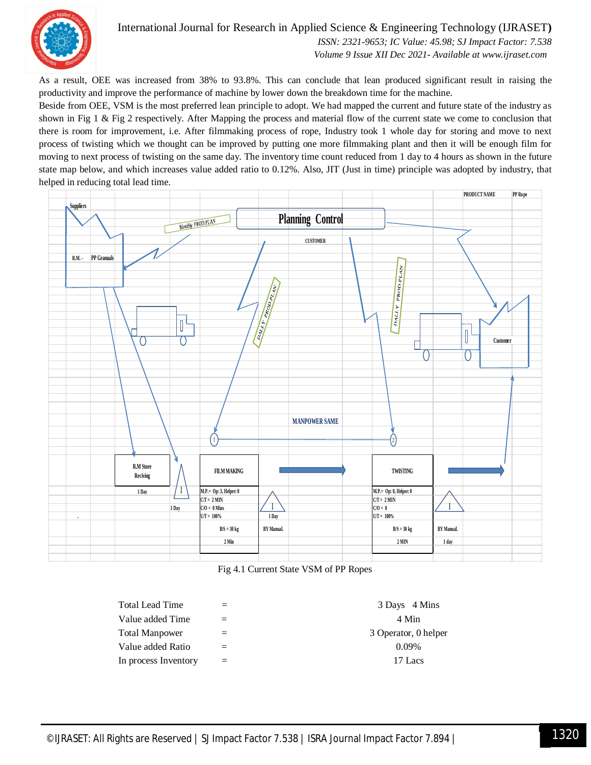As a result, OEE was increased from 38% to 93.8%. This can conclude that lean produced significant result in raising the productivity and improve the performance of machine by lower down the breakdown time for the machine.

Beside from OEE, VSM is the most preferred lean principle to adopt. We had mapped the current and future state of the industry as shown in Fig 1 & Fig 2 respectively. After Mapping the process and material flow of the current state we come to conclusion that there is room for improvement, i.e. After filmmaking process of rope, Industry took 1 whole day for storing and move to next process of twisting which we thought can be improved by putting one more filmmaking plant and then it will be enough film for moving to next process of twisting on the same day. The inventory time count reduced from 1 day to 4 hours as shown in the future state map below, and which increases value added ratio to 0.12%. Also, JIT (Just in time) principle was adopted by industry, that helped in reducing total lead time.

Fig 4.1 Current State VSM of PP Ropes

| | | |
|---|---|---|
| Total Lead Time | = | 3 Days 4 Mins |
| Value added Time | = | 4 Min |
| Total Manpower | = | 3 Operator, 0 helper |
| Value added Ratio | = | 0.09% |
| In process Inventory | = | 17 Lacs |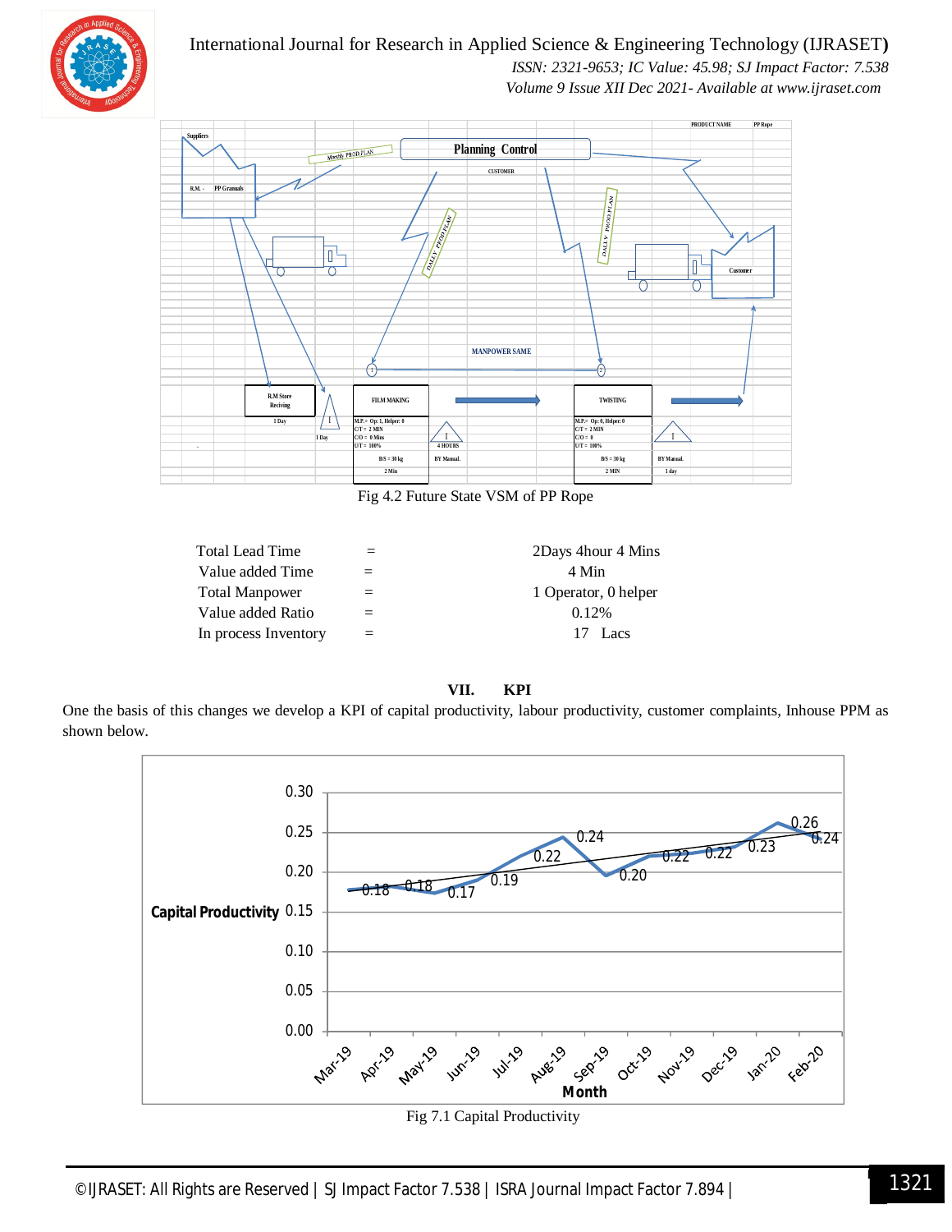Fig 4.2 Future State VSM of PP Rope

| | | |
|---|---|---|
| Total Lead Time | = | 2Days 4hour 4 Mins |
| Value added Time | = | 4 Min |
| Total Manpower | = | 1 Operator, 0 helper |
| Value added Ratio | = | 0.12% |
| In process Inventory | = | 17 Lacs |

## VII. KPI

One the basis of this changes we develop a KPI of capital productivity, labour productivity, customer complaints, Inhouse PPM as shown below.

Fig 7.1 Capital Productivity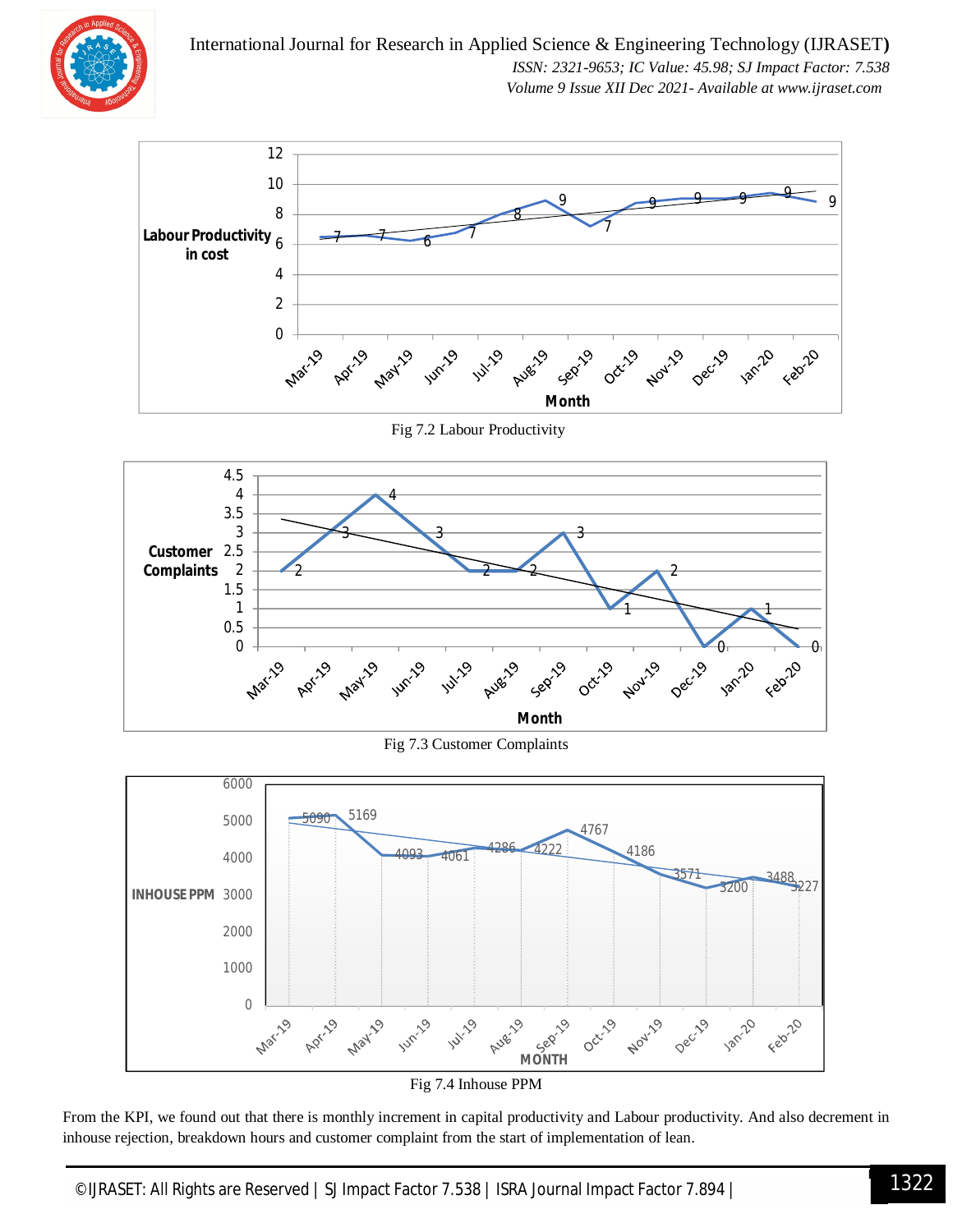Fig 7.2 Labour Productivity

Fig 7.3 Customer Complaints

Fig 7.4 Inhouse PPM

From the KPI, we found out that there is monthly increment in capital productivity and Labour productivity. And also decrement in inhouse rejection, breakdown hours and customer complaint from the start of implementation of lean.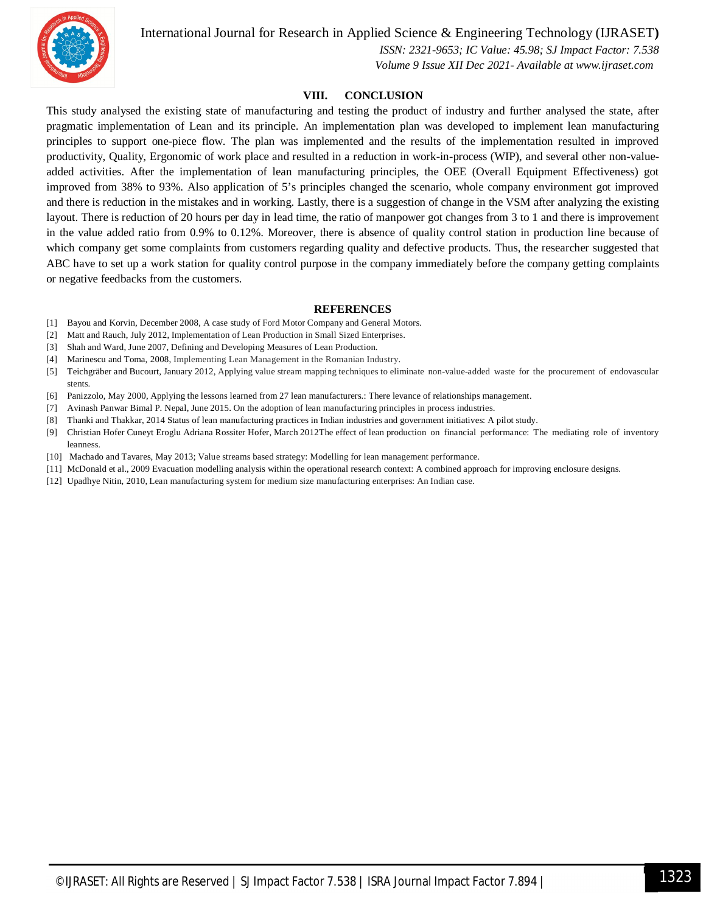## VIII. CONCLUSION

This study analysed the existing state of manufacturing and testing the product of industry and further analysed the state, after pragmatic implementation of Lean and its principle. An implementation plan was developed to implement lean manufacturing principles to support one-piece flow. The plan was implemented and the results of the implementation resulted in improved productivity, Quality, Ergonomic of work place and resulted in a reduction in work-in-process (WIP), and several other non-value-added activities. After the implementation of lean manufacturing principles, the OEE (Overall Equipment Effectiveness) got improved from 38% to 93%. Also application of 5's principles changed the scenario, whole company environment got improved and there is reduction in the mistakes and in working. Lastly, there is a suggestion of change in the VSM after analyzing the existing layout. There is reduction of 20 hours per day in lead time, the ratio of manpower got changes from 3 to 1 and there is improvement in the value added ratio from 0.9% to 0.12%. Moreover, there is absence of quality control station in production line because of which company get some complaints from customers regarding quality and defective products. Thus, the researcher suggested that ABC have to set up a work station for quality control purpose in the company immediately before the company getting complaints or negative feedbacks from the customers.

## REFERENCES

[1] Bayou and Korvin, December 2008, A case study of Ford Motor Company and General Motors.

[2] Matt and Rauch, July 2012, Implementation of Lean Production in Small Sized Enterprises.

[3] Shah and Ward, June 2007, Defining and Developing Measures of Lean Production.

[4] Marinescu and Toma, 2008, Implementing Lean Management in the Romanian Industry.

[5] Teichgräber and Bucourt, January 2012, Applying value stream mapping techniques to eliminate non-value-added waste for the procurement of endovascular stents.

[6] Panizzolo, May 2000, Applying the lessons learned from 27 lean manufacturers.: There levance of relationships management.

[7] Avinash Panwar Bimal P. Nepal, June 2015. On the adoption of lean manufacturing principles in process industries.

[8] Thanki and Thakkar, 2014 Status of lean manufacturing practices in Indian industries and government initiatives: A pilot study.

[9] Christian Hofer Cuneyt Eroglu Adriana Rossiter Hofer, March 2012The effect of lean production on financial performance: The mediating role of inventory leanness.

[10] Machado and Tavares, May 2013; Value streams based strategy: Modelling for lean management performance.

[11] McDonald et al., 2009 Evacuation modelling analysis within the operational research context: A combined approach for improving enclosure designs.

[12] Upadhye Nitin, 2010, Lean manufacturing system for medium size manufacturing enterprises: An Indian case.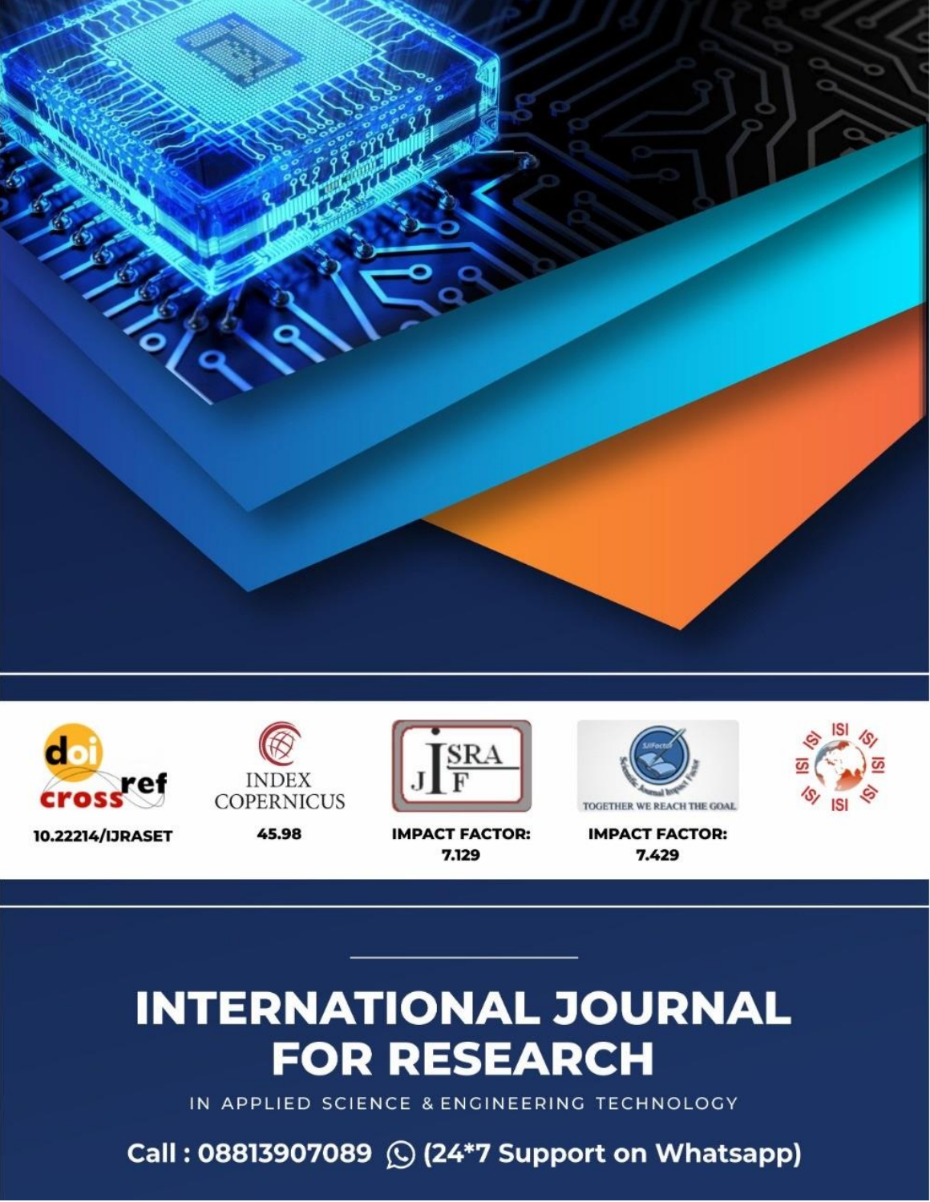10.22214/IJRASET

INDEX COPERNICUS

45.98

IMPACT FACTOR: 7.129

IMPACT FACTOR: 7.429

TOGETHER WE REACH THE GOAL

# INTERNATIONAL JOURNAL FOR RESEARCH

IN APPLIED SCIENCE & ENGINEERING TECHNOLOGY

Call : 08813907089 (24*7 Support on Whatsapp)